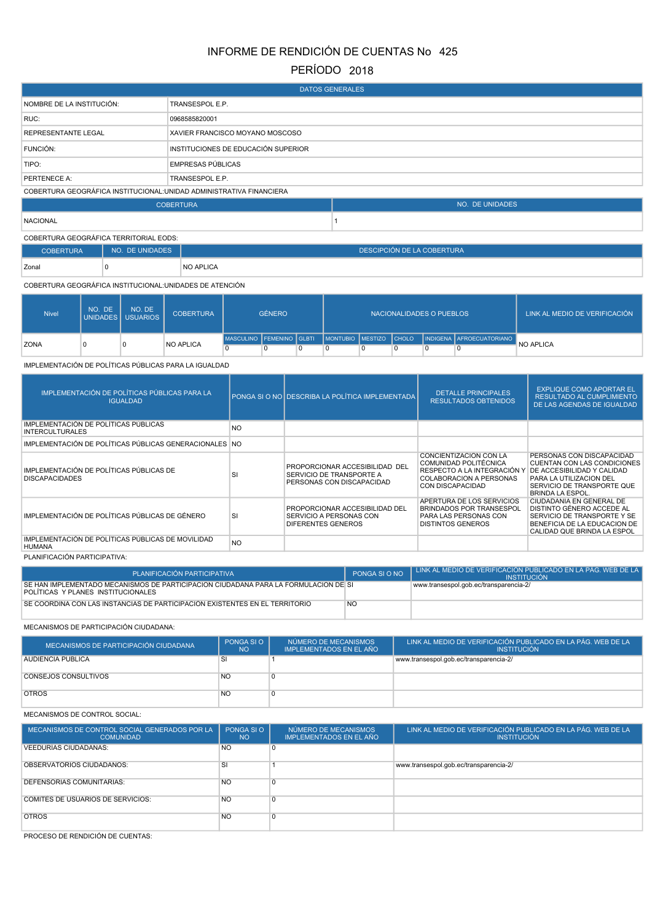# INFORME DE RENDICIÓN DE CUENTAS No 425

## PERÍODO 2018

| DATOS GENERALES | |
|---|---|
| NOMBRE DE LA INSTITUCIÓN: | TRANSESPOL E.P. |
| RUC: | 0968585820001 |
| REPRESENTANTE LEGAL | XAVIER FRANCISCO MOYANO MOSCOSO |
| FUNCIÓN: | INSTITUCIONES DE EDUCACIÓN SUPERIOR |
| TIPO: | EMPRESAS PÚBLICAS |
| PERTENECE A: | TRANSESPOL E.P. |

COBERTURA GEOGRÁFICA INSTITUCIONAL:UNIDAD ADMINISTRATIVA FINANCIERA

| COBERTURA | NO. DE UNIDADES |
|---|---|
| NACIONAL | 1 |

COBERTURA GEOGRÁFICA TERRITORIAL EODS:

| COBERTURA | NO. DE UNIDADES | DESCRIPCIÓN DE LA COBERTURA |
|---|---|---|
| Zonal | 0 | NO APLICA |

COBERTURA GEOGRÁFICA INSTITUCIONAL:UNIDADES DE ATENCIÓN

| Nivel | NO. DE UNIDADES | NO. DE USUARIOS | COBERTURA | GÉNERO | | | NACIONALIDADES O PUEBLOS | | | | | LINK AL MEDIO DE VERIFICACIÓN |
|---|---|---|---|---|---|---|---|---|---|---|---|---|
| | | | | MASCULINO | FEMENINO | GLBTI | MONTUBIO | MESTIZO | CHOLO | INDIGENA | AFROECUATORIANO | |
| ZONA | 0 | 0 | NO APLICA | 0 | 0 | 0 | 0 | 0 | 0 | 0 | 0 | NO APLICA |

IMPLEMENTACIÓN DE POLÍTICAS PÚBLICAS PARA LA IGUALDAD

| IMPLEMENTACIÓN DE POLÍTICAS PÚBLICAS PARA LA IGUALDAD | PONGA SI O NO | DESCRIBA LA POLÍTICA IMPLEMENTADA | DETALLE PRINCIPALES RESULTADOS OBTENIDOS | EXPLIQUE COMO APORTAR EL RESULTADO AL CUMPLIMIENTO DE LAS AGENDAS DE IGUALDAD |
|---|---|---|---|---|
| IMPLEMENTACIÓN DE POLÍTICAS PÚBLICAS INTERCULTURALES | NO | | | |
| IMPLEMENTACIÓN DE POLÍTICAS PÚBLICAS GENERACIONALES | NO | | | |
| IMPLEMENTACIÓN DE POLÍTICAS PÚBLICAS DE DISCAPACIDADES | SI | PROPORCIONAR ACCESIBILIDAD DEL SERVICIO DE TRANSPORTE A PERSONAS CON DISCAPACIDAD | CONCIENTIZACION CON LA COMUNIDAD POLITÉCNICA RESPECTO A LA INTEGRACIÓN Y COLABORACION A PERSONAS CON DISCAPACIDAD | PERSONAS CON DISCAPACIDAD CUENTAN CON LAS CONDICIONES DE ACCESIBILIDAD Y CALIDAD PARA LA UTILIZACION DEL SERVICIO DE TRANSPORTE QUE BRINDA LA ESPOL. |
| IMPLEMENTACIÓN DE POLÍTICAS PÚBLICAS DE GÉNERO | SI | PROPORCIONAR ACCESIBILIDAD DEL SERVICIO A PERSONAS CON DIFERENTES GENEROS | APERTURA DE LOS SERVICIOS BRINDADOS POR TRANSESPOL PARA LAS PERSONAS CON DISTINTOS GENEROS | CIUDADANIA EN GENERAL DE DISTINTO GÉNERO ACCEDE AL SERVICIO DE TRANSPORTE Y SE BENEFICIA DE LA EDUCACION DE CALIDAD QUE BRINDA LA ESPOL |
| IMPLEMENTACIÓN DE POLÍTICAS PÚBLICAS DE MOVILIDAD HUMANA | NO | | | |

PLANIFICACIÓN PARTICIPATIVA:

| PLANIFICACIÓN PARTICIPATIVA | PONGA SI O NO | LINK AL MEDIO DE VERIFICACIÓN PUBLICADO EN LA PÁG. WEB DE LA INSTITUCIÓN |
|---|---|---|
| SE HAN IMPLEMENTADO MECANISMOS DE PARTICIPACION CIUDADANA PARA LA FORMULACION DE POLÍTICAS Y PLANES INSTITUCIONALES | SI | www.transespol.gob.ec/transparencia-2/ |
| SE COORDINA CON LAS INSTANCIAS DE PARTICIPACION EXISTENTES EN EL TERRITORIO | NO | |

MECANISMOS DE PARTICIPACIÓN CIUDADANA:

| MECANISMOS DE PARTICIPACIÓN CIUDADANA | PONGA SI O NO | NÚMERO DE MECANISMOS IMPLEMENTADOS EN EL AÑO | LINK AL MEDIO DE VERIFICACIÓN PUBLICADO EN LA PÁG. WEB DE LA INSTITUCIÓN |
|---|---|---|---|
| AUDIENCIA PUBLICA | SI | 1 | www.transespol.gob.ec/transparencia-2/ |
| CONSEJOS CONSULTIVOS | NO | 0 | |
| OTROS | NO | 0 | |

MECANISMOS DE CONTROL SOCIAL:

| MECANISMOS DE CONTROL SOCIAL GENERADOS POR LA COMUNIDAD | PONGA SI O NO | NÚMERO DE MECANISMOS IMPLEMENTADOS EN EL AÑO | LINK AL MEDIO DE VERIFICACIÓN PUBLICADO EN LA PÁG. WEB DE LA INSTITUCIÓN |
|---|---|---|---|
| VEEDURIAS CIUDADANAS: | NO | 0 | |
| OBSERVATORIOS CIUDADANOS: | SI | 1 | www.transespol.gob.ec/transparencia-2/ |
| DEFENSORIAS COMUNITARIAS: | NO | 0 | |
| COMITES DE USUARIOS DE SERVICIOS: | NO | 0 | |
| OTROS | NO | 0 | |

PROCESO DE RENDICIÓN DE CUENTAS: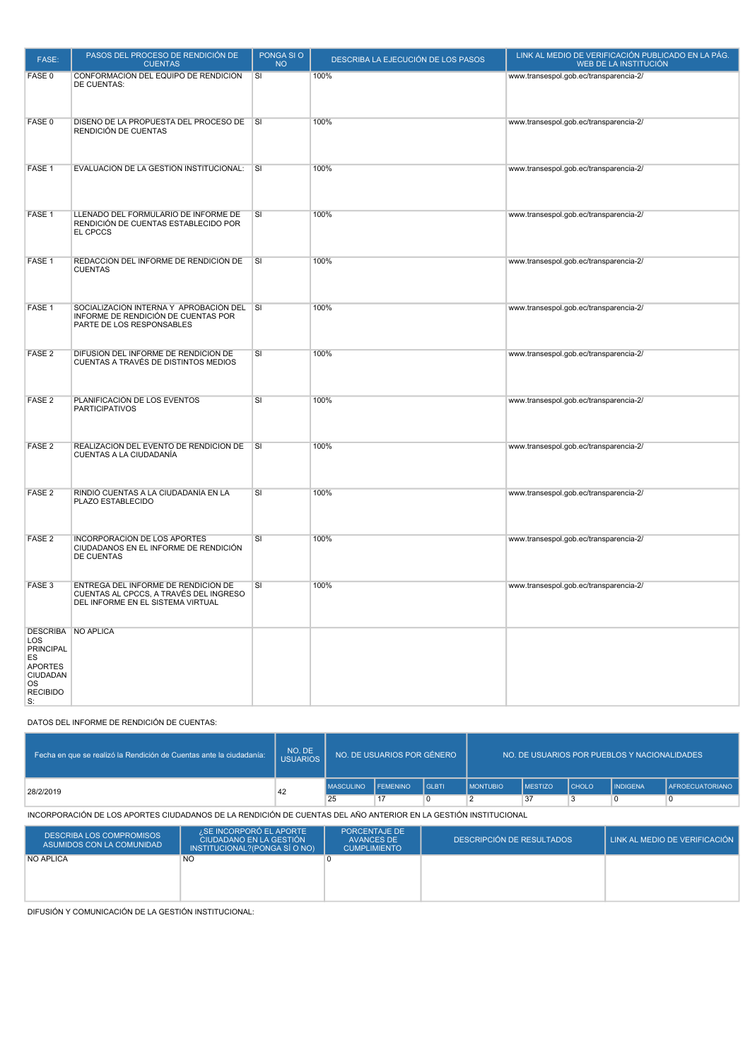| FASE: | PASOS DEL PROCESO DE RENDICIÓN DE CUENTAS | PONGA SI O NO | DESCRIBA LA EJECUCIÓN DE LOS PASOS | LINK AL MEDIO DE VERIFICACIÓN PUBLICADO EN LA PÁG. WEB DE LA INSTITUCIÓN |
|---|---|---|---|---|
| FASE 0 | CONFORMACIÓN DEL EQUIPO DE RENDICIÓN DE CUENTAS: | SI | 100% | www.transespol.gob.ec/transparencia-2/ |
| FASE 0 | DISEÑO DE LA PROPUESTA DEL PROCESO DE RENDICIÓN DE CUENTAS | SI | 100% | www.transespol.gob.ec/transparencia-2/ |
| FASE 1 | EVALUACIÓN DE LA GESTIÓN INSTITUCIONAL: | SI | 100% | www.transespol.gob.ec/transparencia-2/ |
| FASE 1 | LLENADO DEL FORMULARIO DE INFORME DE RENDICIÓN DE CUENTAS ESTABLECIDO POR EL CPCCS | SI | 100% | www.transespol.gob.ec/transparencia-2/ |
| FASE 1 | REDACCIÓN DEL INFORME DE RENDICIÓN DE CUENTAS | SI | 100% | www.transespol.gob.ec/transparencia-2/ |
| FASE 1 | SOCIALIZACIÓN INTERNA Y APROBACIÓN DEL INFORME DE RENDICIÓN DE CUENTAS POR PARTE DE LOS RESPONSABLES | SI | 100% | www.transespol.gob.ec/transparencia-2/ |
| FASE 2 | DIFUSIÓN DEL INFORME DE RENDICIÓN DE CUENTAS A TRAVÉS DE DISTINTOS MEDIOS | SI | 100% | www.transespol.gob.ec/transparencia-2/ |
| FASE 2 | PLANIFICACIÓN DE LOS EVENTOS PARTICIPATIVOS | SI | 100% | www.transespol.gob.ec/transparencia-2/ |
| FASE 2 | REALIZACIÓN DEL EVENTO DE RENDICIÓN DE CUENTAS A LA CIUDADANÍA | SI | 100% | www.transespol.gob.ec/transparencia-2/ |
| FASE 2 | RINDIÓ CUENTAS A LA CIUDADANÍA EN LA PLAZO ESTABLECIDO | SI | 100% | www.transespol.gob.ec/transparencia-2/ |
| FASE 2 | INCORPORACIÓN DE LOS APORTES CIUDADANOS EN EL INFORME DE RENDICIÓN DE CUENTAS | SI | 100% | www.transespol.gob.ec/transparencia-2/ |
| FASE 3 | ENTREGA DEL INFORME DE RENDICIÓN DE CUENTAS AL CPCCS, A TRAVÉS DEL INGRESO DEL INFORME EN EL SISTEMA VIRTUAL | SI | 100% | www.transespol.gob.ec/transparencia-2/ |
| DESCRIBA LOS PRINCIPALES APORTES CIUDADANOS RECIBIDOS: | NO APLICA | | | |

DATOS DEL INFORME DE RENDICIÓN DE CUENTAS:

| Fecha en que se realizó la Rendición de Cuentas ante la ciudadanía: | NO. DE USUARIOS | NO. DE USUARIOS POR GÉNERO | | | NO. DE USUARIOS POR PUEBLOS Y NACIONALIDADES | | | | |
|---|---|---|---|---|---|---|---|---|---|
| | | MASCULINO | FEMENINO | GLBTI | MONTUBIO | MESTIZO | CHOLO | INDIGENA | AFROECUATORIANO |
| 28/2/2019 | 42 | 25 | 17 | 0 | 2 | 37 | 3 | 0 | 0 |

INCORPORACIÓN DE LOS APORTES CIUDADANOS DE LA RENDICIÓN DE CUENTAS DEL AÑO ANTERIOR EN LA GESTIÓN INSTITUCIONAL

| DESCRIBA LOS COMPROMISOS ASUMIDOS CON LA COMUNIDAD | ¿SE INCORPORÓ EL APORTE CIUDADANO EN LA GESTIÓN INSTITUCIONAL?(PONGA SÍ O NO) | PORCENTAJE DE AVANCES DE CUMPLIMIENTO | DESCRIPCIÓN DE RESULTADOS | LINK AL MEDIO DE VERIFICACIÓN |
|---|---|---|---|---|
| NO APLICA | NO | 0 | | |

DIFUSIÓN Y COMUNICACIÓN DE LA GESTIÓN INSTITUCIONAL: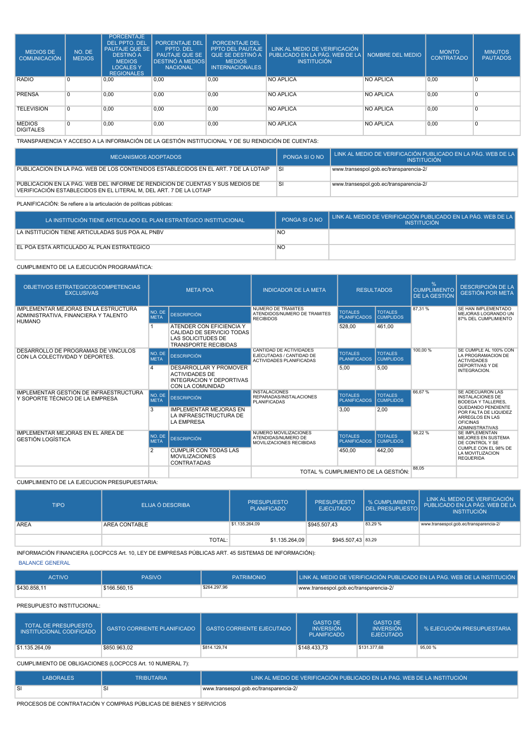| MEDIOS DE COMUNICACIÓN | NO. DE MEDIOS | PORCENTAJE DEL PPTO. DEL PAUTAJE QUE SE DESTINÓ A MEDIOS LOCALES Y REGIONALES | PORCENTAJE DEL PPTO. DEL PAUTAJE QUE SE DESTINÓ A MEDIOS NACIONAL | PORCENTAJE DEL PPTO DEL PAUTAJE QUE SE DESTINÓ A MEDIOS INTERNACIONALES | LINK AL MEDIO DE VERIFICACIÓN PUBLICADO EN LA PÁG. WEB DE LA INSTITUCIÓN | NOMBRE DEL MEDIO | MONTO CONTRATADO | MINUTOS PAUTADOS |
|---|---|---|---|---|---|---|---|---|
| RADIO | 0 | 0,00 | 0,00 | 0,00 | NO APLICA | NO APLICA | 0,00 | 0 |
| PRENSA | 0 | 0,00 | 0,00 | 0,00 | NO APLICA | NO APLICA | 0,00 | 0 |
| TELEVISION | 0 | 0,00 | 0,00 | 0,00 | NO APLICA | NO APLICA | 0,00 | 0 |
| MEDIOS DIGITALES | 0 | 0,00 | 0,00 | 0,00 | NO APLICA | NO APLICA | 0,00 | 0 |

TRANSPARENCIA Y ACCESO A LA INFORMACIÓN DE LA GESTIÓN INSTITUCIONAL Y DE SU RENDICIÓN DE CUENTAS:

| MECANISMOS ADOPTADOS | PONGA SI O NO | LINK AL MEDIO DE VERIFICACIÓN PUBLICADO EN LA PÁG. WEB DE LA INSTITUCIÓN |
|---|---|---|
| PUBLICACION EN LA PAG. WEB DE LOS CONTENIDOS ESTABLECIDOS EN EL ART. 7 DE LA LOTAIP | SI | www.transespol.gob.ec/transparencia-2/ |
| PUBLICACION EN LA PAG. WEB DEL INFORME DE RENDICION DE CUENTAS Y SUS MEDIOS DE VERIFICACIÓN ESTABLECIDOS EN EL LITERAL M, DEL ART. 7 DE LA LOTAIP | SI | www.transespol.gob.ec/transparencia-2/ |

PLANIFICACIÓN: Se refiere a la articulación de políticas públicas:

| LA INSTITUCIÓN TIENE ARTICULADO EL PLAN ESTRATÉGICO INSTITUCIONAL | PONGA SI O NO | LINK AL MEDIO DE VERIFICACIÓN PUBLICADO EN LA PÁG. WEB DE LA INSTITUCIÓN |
|---|---|---|
| LA INSTITUCIÓN TIENE ARTICULADAS SUS POA AL PNBV | NO | |
| EL POA ESTA ARTICULADO AL PLAN ESTRATEGICO | NO | |

CUMPLIMIENTO DE LA EJECUCIÓN PROGRAMÁTICA:

| OBJETIVOS ESTRATEGICOS/COMPETENCIAS EXCLUSIVAS | META POA | | INDICADOR DE LA META | RESULTADOS | | % CUMPLIMIENTO DE LA GESTIÓN | DESCRIPCIÓN DE LA GESTIÓN POR META |
|---|---|---|---|---|---|---|---|
| | NO. DE META | DESCRIPCIÓN | | TOTALES PLANIFICADOS | TOTALES CUMPLIDOS | | |
| IMPLEMENTAR MEJORAS EN LA ESTRUCTURA ADMINISTRATIVA, FINANCIERA Y TALENTO HUMANO | 1 | ATENDER CON EFICIENCIA Y CALIDAD DE SERVICIO TODAS LAS SOLICITUDES DE TRANSPORTE RECIBIDAS | NUMERO DE TRAMITES ATENDIDOS/NUMERO DE TRAMITES RECIBIDOS | 528,00 | 461,00 | 87,31 % | SE HAN IMPLEMENTADO MEJORAS LOGRANDO UN 87% DEL CUMPLIMIENTO |
| DESARROLLO DE PROGRAMAS DE VINCULOS CON LA COLECTIVIDAD Y DEPORTES. | 4 | DESARROLLAR Y PROMOVER ACTIVIDADES DE INTEGRACION Y DEPORTIVAS CON LA COMUNIDAD | CANTIDAD DE ACTIVIDADES EJECUTADAS / CANTIDAD DE ACTIVIDADES PLANIFICADAS | 5,00 | 5,00 | 100,00 % | SE CUMPLE AL 100% CON LA PROGRAMACION DE ACTIVIDADES DEPORTIVAS Y DE INTEGRACION. |
| IMPLEMENTAR GESTIÓN DE INFRAESTRUCTURA Y SOPORTE TÉCNICO DE LA EMPRESA | 3 | IMPLEMENTAR MEJORAS EN LA INFRAESCTRUCTURA DE LA EMPRESA | INSTALACIONES REPARADAS/INSTALACIONES PLANIFICADAS | 3,00 | 2,00 | 66,67 % | SE ADECUARON LAS INSTALACIONES DE BODEGA Y TALLERES, QUEDANDO PENDIENTE POR FALTA DE LIQUIDEZ ARREGLOS EN LAS OFICINAS ADMINISTRATIVAS |
| IMPLEMENTAR MEJORAS EN EL AREA DE GESTIÓN LOGÍSTICA | 2 | CUMPLIR CON TODAS LAS MOVILIZACIONES CONTRATADAS | NUMERO MOVILIZACIONES ATENDIDAS/NUMERO DE MOVILIZACIONES RECIBIDAS | 450,00 | 442,00 | 98,22 % | SE IMPLEMENTAN MEJORES EN SUSTEMA DE CONTROL Y SE CUMPLE CON EL 98% DE LA MOVITLIZACION REQUERIDA |
| | | | TOTAL % CUMPLIMIENTO DE LA GESTIÓN: | | | 88,05 | |

CUMPLIMIENTO DE LA EJECUCION PRESUPUESTARIA:

| TIPO | ELIJA Ó DESCRIBA | PRESUPUESTO PLANIFICADO | PRESUPUESTO EJECUTADO | % CUMPLIMIENTO DEL PRESUPUESTO | LINK AL MEDIO DE VERIFICACIÓN PUBLICADO EN LA PÁG. WEB DE LA INSTITUCIÓN |
|---|---|---|---|---|---|
| ÁREA | AREA CONTABLE | $1.135.264,09 | $945.507,43 | 83,29 % | www.transespol.gob.ec/transparencia-2/ |
| | TOTAL: | $1.135.264,09 | $945.507,43 | 83,29 | |

INFORMACIÓN FINANCIERA (LOCPCCS Art. 10, LEY DE EMPRESAS PÚBLICAS ART. 45 SISTEMAS DE INFORMACIÓN):

BALANCE GENERAL

| ACTIVO | PASIVO | PATRIMONIO | LINK AL MEDIO DE VERIFICACIÓN PUBLICADO EN LA PAG. WEB DE LA INSTITUCIÓN |
|---|---|---|---|
| $430.858,11 | $166.560,15 | $264.297,96 | www.transespol.gob.ec/transparencia-2/ |

PRESUPUESTO INSTITUCIONAL:

| TOTAL DE PRESUPUESTO INSTITUCIONAL CODIFICADO | GASTO CORRIENTE PLANIFICADO | GASTO CORRIENTE EJECUTADO | GASTO DE INVERSIÓN PLANIFICADO | GASTO DE INVERSIÓN EJECUTADO | % EJECUCIÓN PRESUPUESTARIA |
|---|---|---|---|---|---|
| $1.135.264,09 | $850.963,02 | $814.129,74 | $148.433,73 | $131.377,68 | 95,00 % |

CUMPLIMIENTO DE OBLIGACIONES (LOCPCCS Art. 10 NUMERAL 7):

| LABORALES | TRIBUTARIA | LINK AL MEDIO DE VERIFICACIÓN PUBLICADO EN LA PAG. WEB DE LA INSTITUCIÓN |
|---|---|---|
| SI | SI | www.transespol.gob.ec/transparencia-2/ |

PROCESOS DE CONTRATACIÓN Y COMPRAS PÚBLICAS DE BIENES Y SERVICIOS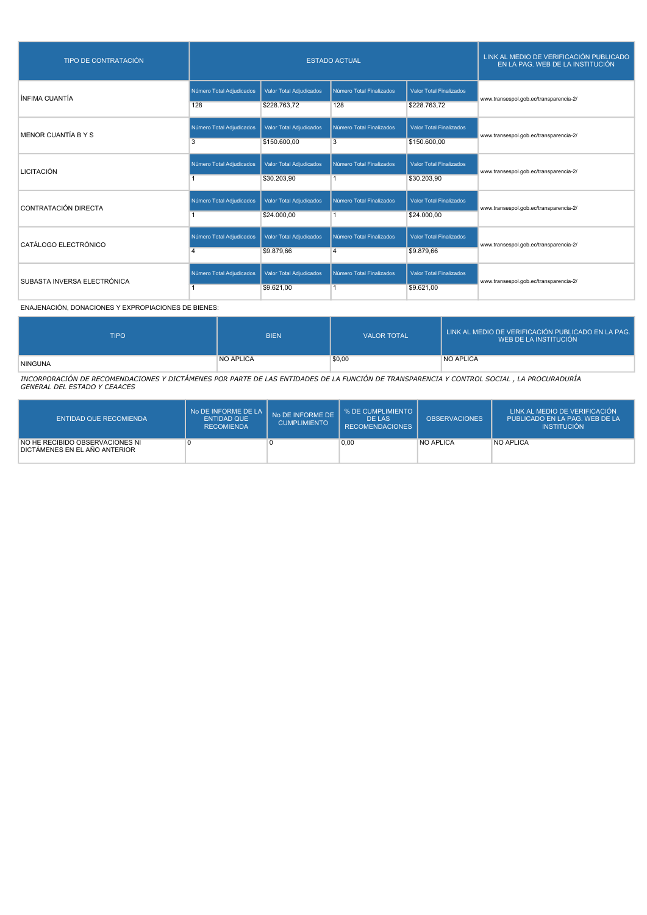| TIPO DE CONTRATACIÓN | ESTADO ACTUAL | | | | LINK AL MEDIO DE VERIFICACIÓN PUBLICADO EN LA PAG. WEB DE LA INSTITUCIÓN |
|---|---|---|---|---|---|
| | Número Total Adjudicados | Valor Total Adjudicados | Número Total Finalizados | Valor Total Finalizados | |
| ÍNFIMA CUANTÍA | 128 | $228.763,72 | 128 | $228.763,72 | www.transespol.gob.ec/transparencia-2/ |
| MENOR CUANTÍA B Y S | 3 | $150.600,00 | 3 | $150.600,00 | www.transespol.gob.ec/transparencia-2/ |
| LICITACIÓN | 1 | $30.203,90 | 1 | $30.203,90 | www.transespol.gob.ec/transparencia-2/ |
| CONTRATACIÓN DIRECTA | 1 | $24.000,00 | 1 | $24.000,00 | www.transespol.gob.ec/transparencia-2/ |
| CATÁLOGO ELECTRÓNICO | 4 | $9.879,66 | 4 | $9.879,66 | www.transespol.gob.ec/transparencia-2/ |
| SUBASTA INVERSA ELECTRÓNICA | 1 | $9.621,00 | 1 | $9.621,00 | www.transespol.gob.ec/transparencia-2/ |

ENAJENACIÓN, DONACIONES Y EXPROPIACIONES DE BIENES:

| TIPO | BIEN | VALOR TOTAL | LINK AL MEDIO DE VERIFICACIÓN PUBLICADO EN LA PAG. WEB DE LA INSTITUCIÓN |
|---|---|---|---|
| NINGUNA | NO APLICA | $0,00 | NO APLICA |

*INCORPORACIÓN DE RECOMENDACIONES Y DICTÁMENES POR PARTE DE LAS ENTIDADES DE LA FUNCIÓN DE TRANSPARENCIA Y CONTROL SOCIAL , LA PROCURADURÍA GENERAL DEL ESTADO Y CEAACES*

| ENTIDAD QUE RECOMIENDA | No DE INFORME DE LA ENTIDAD QUE RECOMIENDA | No DE INFORME DE CUMPLIMIENTO | % DE CUMPLIMIENTO DE LAS RECOMENDACIONES | OBSERVACIONES | LINK AL MEDIO DE VERIFICACIÓN PUBLICADO EN LA PAG. WEB DE LA INSTITUCIÓN |
|---|---|---|---|---|---|
| NO HE RECIBIDO OBSERVACIONES NI DICTÁMENES EN EL AÑO ANTERIOR | 0 | 0 | 0,00 | NO APLICA | NO APLICA |